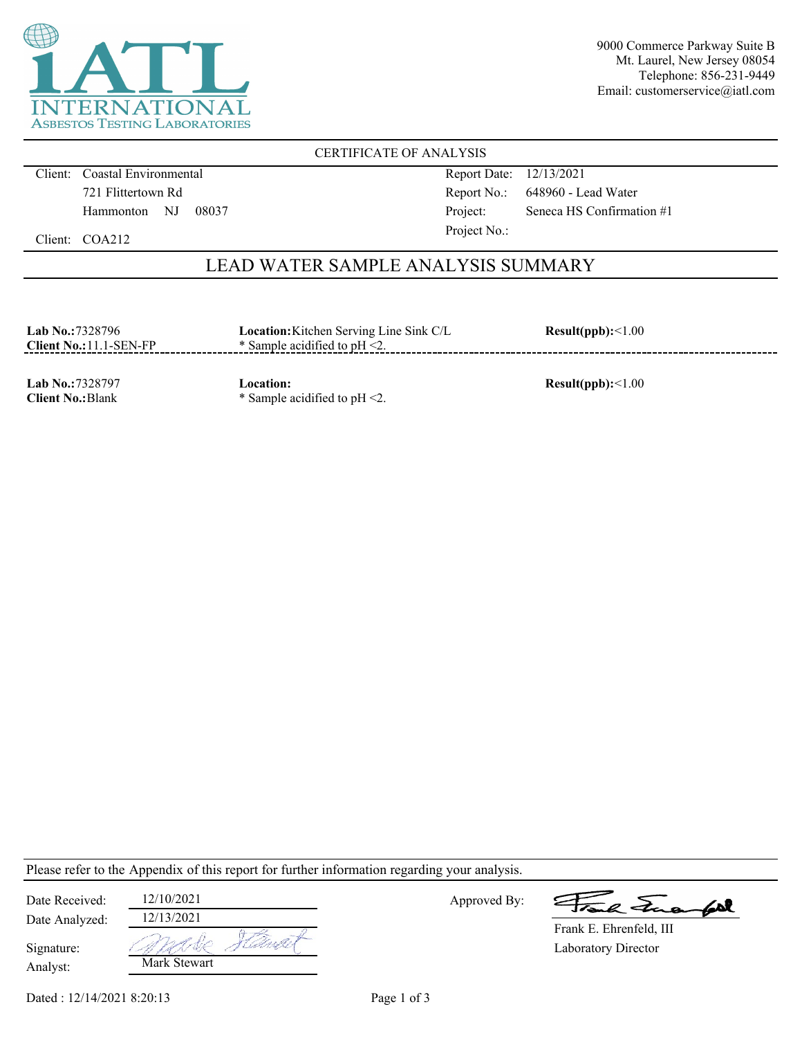iATL INTERNATIONAL ASBESTOS TESTING LABORATORIES

9000 Commerce Parkway Suite B
Mt. Laurel, New Jersey 08054
Telephone: 856-231-9449
Email: customerservice@iatl.com

## CERTIFICATE OF ANALYSIS

Client: Coastal Environmental
721 Flittertown Rd
Hammonton NJ 08037

Client: COA212

Report Date: 12/13/2021
Report No.: 648960 - Lead Water
Project: Seneca HS Confirmation #1
Project No.:

## LEAD WATER SAMPLE ANALYSIS SUMMARY

**Lab No.:** 7328796
**Client No.:** 11.1-SEN-FP
**Location:** Kitchen Serving Line Sink C/L
* Sample acidified to pH <2.
**Result(ppb):** <1.00

---

**Lab No.:** 7328797
**Client No.:** Blank
**Location:**
* Sample acidified to pH <2.
**Result(ppb):** <1.00

---

Please refer to the Appendix of this report for further information regarding your analysis.

Date Received: 12/10/2021
Date Analyzed: 12/13/2021
Signature:
Analyst: Mark Stewart

Approved By:
Frank E. Ehrenfeld, III
Laboratory Director

Dated : 12/14/2021 8:20:13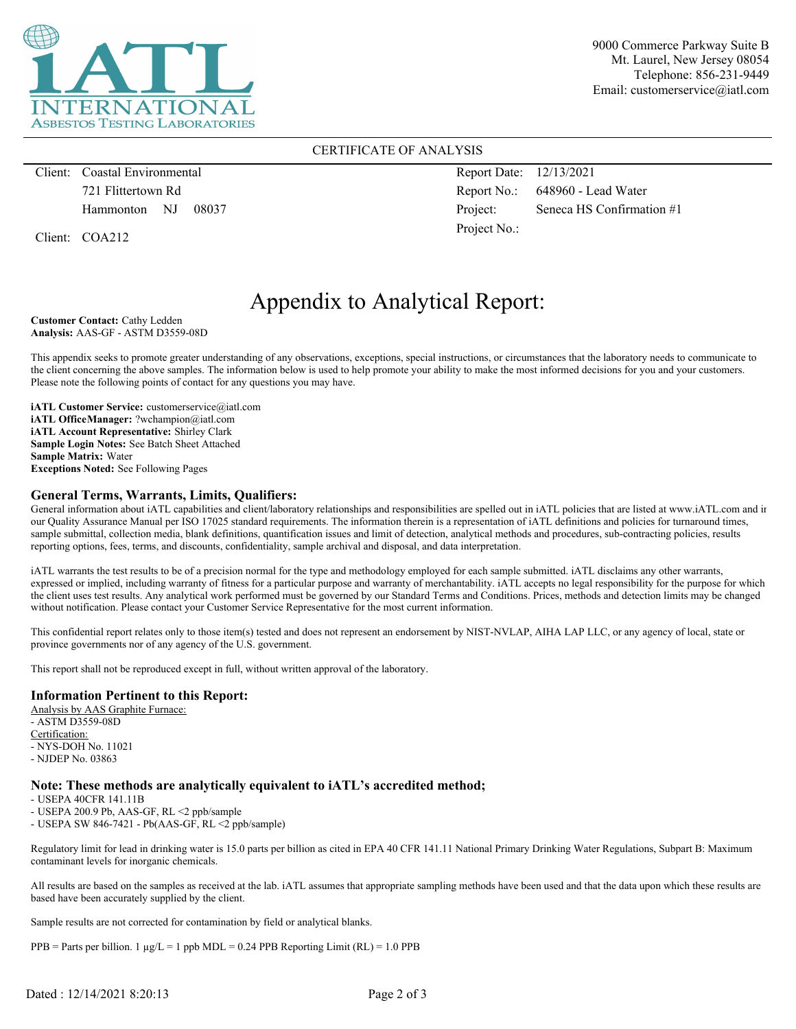iATL INTERNATIONAL ASBESTOS TESTING LABORATORIES

9000 Commerce Parkway Suite B
Mt. Laurel, New Jersey 08054
Telephone: 856-231-9449
Email: customerservice@iatl.com

CERTIFICATE OF ANALYSIS

| | | | |
|---|---|---|---|
| Client: | Coastal Environmental | Report Date: | 12/13/2021 |
| | 721 Flittertown Rd | Report No.: | 648960 - Lead Water |
| | Hammonton NJ 08037 | Project: | Seneca HS Confirmation #1 |
| Client: | COA212 | Project No.: | |

# Appendix to Analytical Report:

**Customer Contact:** Cathy Ledden
**Analysis:** AAS-GF - ASTM D3559-08D

This appendix seeks to promote greater understanding of any observations, exceptions, special instructions, or circumstances that the laboratory needs to communicate to the client concerning the above samples. The information below is used to help promote your ability to make the most informed decisions for you and your customers. Please note the following points of contact for any questions you may have.

**iATL Customer Service:** customerservice@iatl.com
**iATL OfficeManager:** ?wchampion@iatl.com
**iATL Account Representative:** Shirley Clark
**Sample Login Notes:** See Batch Sheet Attached
**Sample Matrix:** Water
**Exceptions Noted:** See Following Pages

## General Terms, Warrants, Limits, Qualifiers:

General information about iATL capabilities and client/laboratory relationships and responsibilities are spelled out in iATL policies that are listed at www.iATL.com and in our Quality Assurance Manual per ISO 17025 standard requirements. The information therein is a representation of iATL definitions and policies for turnaround times, sample submittal, collection media, blank definitions, quantification issues and limit of detection, analytical methods and procedures, sub-contracting policies, results reporting options, fees, terms, and discounts, confidentiality, sample archival and disposal, and data interpretation.

iATL warrants the test results to be of a precision normal for the type and methodology employed for each sample submitted. iATL disclaims any other warrants, expressed or implied, including warranty of fitness for a particular purpose and warranty of merchantability. iATL accepts no legal responsibility for the purpose for which the client uses test results. Any analytical work performed must be governed by our Standard Terms and Conditions. Prices, methods and detection limits may be changed without notification. Please contact your Customer Service Representative for the most current information.

This confidential report relates only to those item(s) tested and does not represent an endorsement by NIST-NVLAP, AIHA LAP LLC, or any agency of local, state or province governments nor of any agency of the U.S. government.

This report shall not be reproduced except in full, without written approval of the laboratory.

## Information Pertinent to this Report:

Analysis by AAS Graphite Furnace:
- ASTM D3559-08D

Certification:
- NYS-DOH No. 11021
- NJDEP No. 03863

## Note: These methods are analytically equivalent to iATL's accredited method;

- USEPA 40CFR 141.11B
- USEPA 200.9 Pb, AAS-GF, RL <2 ppb/sample
- USEPA SW 846-7421 - Pb(AAS-GF, RL <2 ppb/sample)

Regulatory limit for lead in drinking water is 15.0 parts per billion as cited in EPA 40 CFR 141.11 National Primary Drinking Water Regulations, Subpart B: Maximum contaminant levels for inorganic chemicals.

All results are based on the samples as received at the lab. iATL assumes that appropriate sampling methods have been used and that the data upon which these results are based have been accurately supplied by the client.

Sample results are not corrected for contamination by field or analytical blanks.

PPB = Parts per billion. 1 µg/L = 1 ppb MDL = 0.24 PPB Reporting Limit (RL) = 1.0 PPB

Dated : 12/14/2021 8:20:13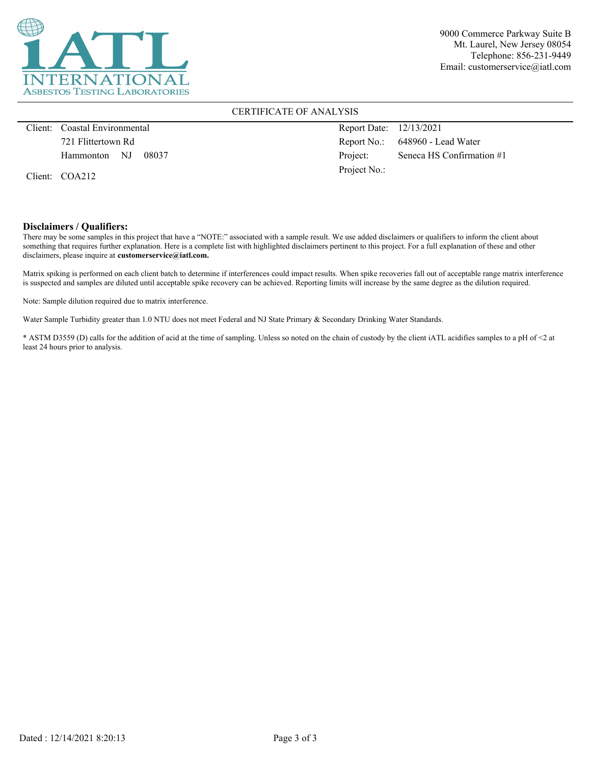9000 Commerce Parkway Suite B
Mt. Laurel, New Jersey 08054
Telephone: 856-231-9449
Email: customerservice@iatl.com

## CERTIFICATE OF ANALYSIS

| | | | |
|---|---|---|---|
| Client: | Coastal Environmental<br>721 Flittertown Rd<br>Hammonton NJ 08037 | Report Date: | 12/13/2021 |
| | | Report No.: | 648960 - Lead Water |
| | | Project: | Seneca HS Confirmation #1 |
| Client: | COA212 | Project No.: | |

### Disclaimers / Qualifiers:

There may be some samples in this project that have a "NOTE:" associated with a sample result. We use added disclaimers or qualifiers to inform the client about something that requires further explanation. Here is a complete list with highlighted disclaimers pertinent to this project. For a full explanation of these and other disclaimers, please inquire at **customerservice@iatl.com.**

Matrix spiking is performed on each client batch to determine if interferences could impact results. When spike recoveries fall out of acceptable range matrix interference is suspected and samples are diluted until acceptable spike recovery can be achieved. Reporting limits will increase by the same degree as the dilution required.

Note: Sample dilution required due to matrix interference.

Water Sample Turbidity greater than 1.0 NTU does not meet Federal and NJ State Primary & Secondary Drinking Water Standards.

* ASTM D3559 (D) calls for the addition of acid at the time of sampling. Unless so noted on the chain of custody by the client iATL acidifies samples to a pH of <2 at least 24 hours prior to analysis.

Dated : 12/14/2021 8:20:13